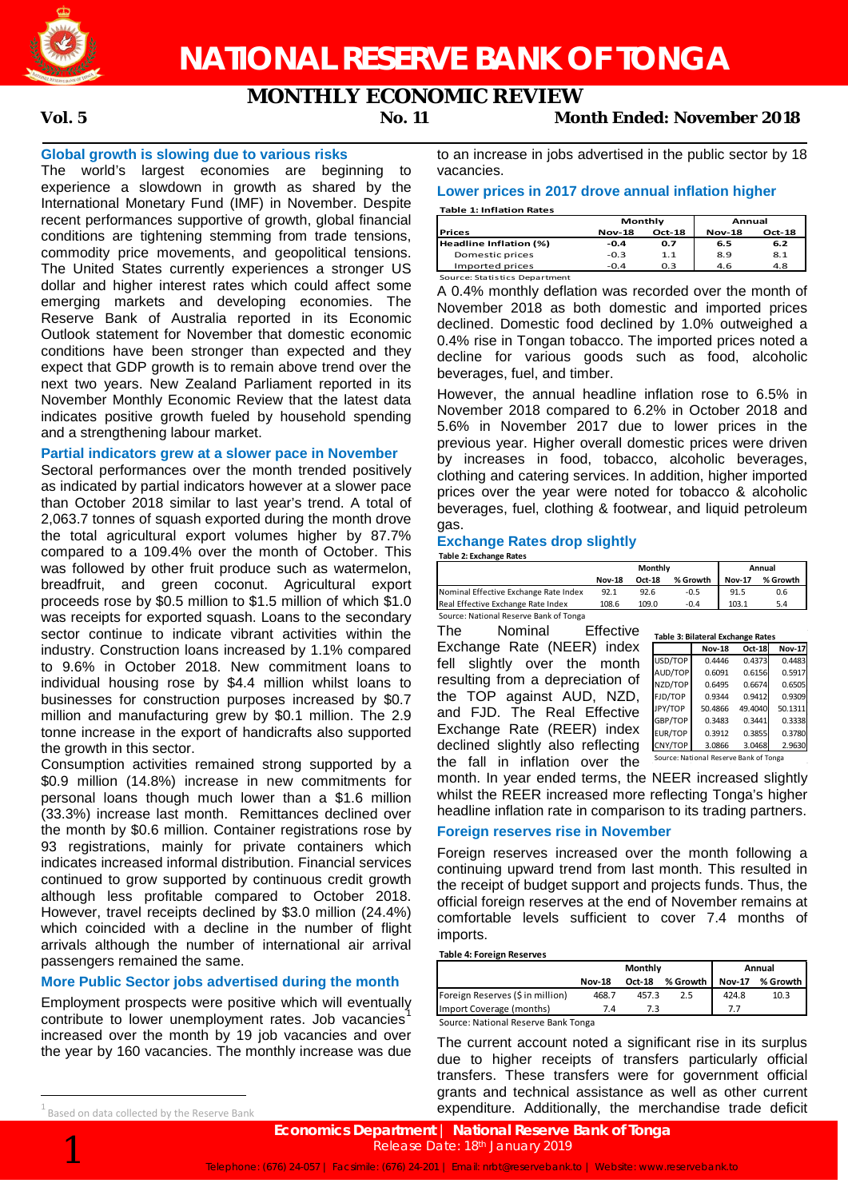# NATIONAL RESERVE BANK OF TONGA

## MONTHLY ECONOMIC REVIEW

**Vol. 5** **No. 11** **Month Ended: November 2018**

### Global growth is slowing due to various risks

The world's largest economies are beginning to experience a slowdown in growth as shared by the International Monetary Fund (IMF) in November. Despite recent performances supportive of growth, global financial conditions are tightening stemming from trade tensions, commodity price movements, and geopolitical tensions. The United States currently experiences a stronger US dollar and higher interest rates which could affect some emerging markets and developing economies. The Reserve Bank of Australia reported in its Economic Outlook statement for November that domestic economic conditions have been stronger than expected and they expect that GDP growth is to remain above trend over the next two years. New Zealand Parliament reported in its November Monthly Economic Review that the latest data indicates positive growth fueled by household spending and a strengthening labour market.

### Partial indicators grew at a slower pace in November

Sectoral performances over the month trended positively as indicated by partial indicators however at a slower pace than October 2018 similar to last year's trend. A total of 2,063.7 tonnes of squash exported during the month drove the total agricultural export volumes higher by 87.7% compared to a 109.4% over the month of October. This was followed by other fruit produce such as watermelon, breadfruit, and green coconut. Agricultural export proceeds rose by $0.5 million to $1.5 million of which $1.0 was receipts for exported squash. Loans to the secondary sector continue to indicate vibrant activities within the industry. Construction loans increased by 1.1% compared to 9.6% in October 2018. New commitment loans to individual housing rose by $4.4 million whilst loans to businesses for construction purposes increased by $0.7 million and manufacturing grew by $0.1 million. The 2.9 tonne increase in the export of handicrafts also supported the growth in this sector.

Consumption activities remained strong supported by a $0.9 million (14.8%) increase in new commitments for personal loans though much lower than a $1.6 million (33.3%) increase last month. Remittances declined over the month by $0.6 million. Container registrations rose by 93 registrations, mainly for private containers which indicates increased informal distribution. Financial services continued to grow supported by continuous credit growth although less profitable compared to October 2018. However, travel receipts declined by $3.0 million (24.4%) which coincided with a decline in the number of flight arrivals although the number of international air arrival passengers remained the same.

### More Public Sector jobs advertised during the month

Employment prospects were positive which will eventually contribute to lower unemployment rates. Job vacancies[1] increased over the month by 19 job vacancies and over the year by 160 vacancies. The monthly increase was due to an increase in jobs advertised in the public sector by 18 vacancies.

[1] Based on data collected by the Reserve Bank

### Lower prices in 2017 drove annual inflation higher

**Table 1: Inflation Rates**

| Prices | Monthly | | Annual | |
|---|---|---|---|---|
| | Nov-18 | Oct-18 | Nov-18 | Oct-18 |
| **Headline Inflation (%)** | **-0.4** | **0.7** | **6.5** | **6.2** |
| Domestic prices | -0.3 | 1.1 | 8.9 | 8.1 |
| Imported prices | -0.4 | 0.3 | 4.6 | 4.8 |

Source: Statistics Department

A 0.4% monthly deflation was recorded over the month of November 2018 as both domestic and imported prices declined. Domestic food declined by 1.0% outweighed a 0.4% rise in Tongan tobacco. The imported prices noted a decline for various goods such as food, alcoholic beverages, fuel, and timber.

However, the annual headline inflation rose to 6.5% in November 2018 compared to 6.2% in October 2018 and 5.6% in November 2017 due to lower prices in the previous year. Higher overall domestic prices were driven by increases in food, tobacco, alcoholic beverages, clothing and catering services. In addition, higher imported prices over the year were noted for tobacco & alcoholic beverages, fuel, clothing & footwear, and liquid petroleum gas.

### Exchange Rates drop slightly

**Table 2: Exchange Rates**

| | Monthly | | | Annual | |
|---|---|---|---|---|---|
| | Nov-18 | Oct-18 | % Growth | Nov-17 | % Growth |
| Nominal Effective Exchange Rate Index | 92.1 | 92.6 | -0.5 | 91.5 | 0.6 |
| Real Effective Exchange Rate Index | 108.6 | 109.0 | -0.4 | 103.1 | 5.4 |

Source: National Reserve Bank of Tonga

The Nominal Effective Exchange Rate (NEER) index fell slightly over the month resulting from a depreciation of the TOP against AUD, NZD, and FJD. The Real Effective Exchange Rate (REER) index declined slightly also reflecting the fall in inflation over the month. In year ended terms, the NEER increased slightly whilst the REER increased more reflecting Tonga's higher headline inflation rate in comparison to its trading partners.

**Table 3: Bilateral Exchange Rates**

| | Nov-18 | Oct-18 | Nov-17 |
|---|---|---|---|
| USD/TOP | 0.4446 | 0.4373 | 0.4483 |
| AUD/TOP | 0.6091 | 0.6156 | 0.5917 |
| NZD/TOP | 0.6495 | 0.6674 | 0.6505 |
| FJD/TOP | 0.9344 | 0.9412 | 0.9309 |
| JPY/TOP | 50.4866 | 49.4040 | 50.1311 |
| GBP/TOP | 0.3483 | 0.3441 | 0.3338 |
| EUR/TOP | 0.3912 | 0.3855 | 0.3780 |
| CNY/TOP | 3.0866 | 3.0468 | 2.9630 |

Source: National Reserve Bank of Tonga

### Foreign reserves rise in November

Foreign reserves increased over the month following a continuing upward trend from last month. This resulted in the receipt of budget support and projects funds. Thus, the official foreign reserves at the end of November remains at comfortable levels sufficient to cover 7.4 months of imports.

**Table 4: Foreign Reserves**

| | Monthly | | | Annual | |
|---|---|---|---|---|---|
| | Nov-18 | Oct-18 | % Growth | Nov-17 | % Growth |
| Foreign Reserves ($ in million) | 468.7 | 457.3 | 2.5 | 424.8 | 10.3 |
| Import Coverage (months) | 7.4 | 7.3 | | 7.7 | |

Source: National Reserve Bank Tonga

The current account noted a significant rise in its surplus due to higher receipts of transfers particularly official transfers. These transfers were for government official grants and technical assistance as well as other current expenditure. Additionally, the merchandise trade deficit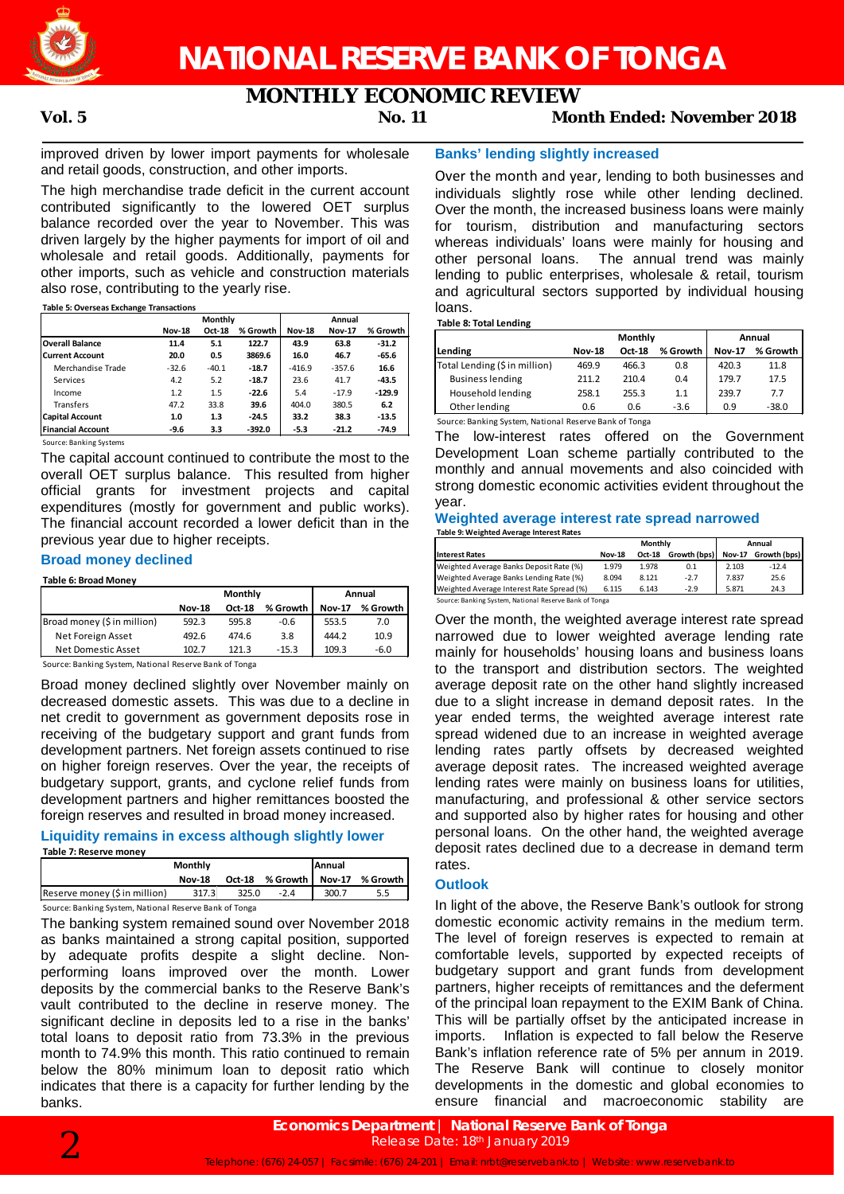improved driven by lower import payments for wholesale and retail goods, construction, and other imports.

The high merchandise trade deficit in the current account contributed significantly to the lowered OET surplus balance recorded over the year to November. This was driven largely by the higher payments for import of oil and wholesale and retail goods. Additionally, payments for other imports, such as vehicle and construction materials also rose, contributing to the yearly rise.

**Table 5: Overseas Exchange Transactions**

| | Monthly | | | Annual | | |
|---|---|---|---|---|---|---|
| | Nov-18 | Oct-18 | % Growth | Nov-18 | Nov-17 | % Growth |
| **Overall Balance** | **11.4** | **5.1** | **122.7** | **43.9** | **63.8** | **-31.2** |
| **Current Account** | **20.0** | **0.5** | **3869.6** | **16.0** | **46.7** | **-65.6** |
| Merchandise Trade | -32.6 | -40.1 | -18.7 | -416.9 | -357.6 | 16.6 |
| Services | 4.2 | 5.2 | -18.7 | 23.6 | 41.7 | -43.5 |
| Income | 1.2 | 1.5 | -22.6 | 5.4 | -17.9 | -129.9 |
| Transfers | 47.2 | 33.8 | 39.6 | 404.0 | 380.5 | 6.2 |
| **Capital Account** | **1.0** | **1.3** | **-24.5** | **33.2** | **38.3** | **-13.5** |
| **Financial Account** | **-9.6** | **3.3** | **-392.0** | **-5.3** | **-21.2** | **-74.9** |

Source: Banking Systems

The capital account continued to contribute the most to the overall OET surplus balance. This resulted from higher official grants for investment projects and capital expenditures (mostly for government and public works). The financial account recorded a lower deficit than in the previous year due to higher receipts.

### Broad money declined

**Table 6: Broad Money**

| | Monthly | | | Annual | |
|---|---|---|---|---|---|
| | Nov-18 | Oct-18 | % Growth | Nov-17 | % Growth |
| Broad money ($ in million) | 592.3 | 595.8 | -0.6 | 553.5 | 7.0 |
| Net Foreign Asset | 492.6 | 474.6 | 3.8 | 444.2 | 10.9 |
| Net Domestic Asset | 102.7 | 121.3 | -15.3 | 109.3 | -6.0 |

Source: Banking System, National Reserve Bank of Tonga

Broad money declined slightly over November mainly on decreased domestic assets. This was due to a decline in net credit to government as government deposits rose in receiving of the budgetary support and grant funds from development partners. Net foreign assets continued to rise on higher foreign reserves. Over the year, the receipts of budgetary support, grants, and cyclone relief funds from development partners and higher remittances boosted the foreign reserves and resulted in broad money increased.

### Liquidity remains in excess although slightly lower

**Table 7: Reserve money**

| | Monthly | | | Annual | |
|---|---|---|---|---|---|
| | Nov-18 | Oct-18 | % Growth | Nov-17 | % Growth |
| Reserve money ($ in million) | 317.3 | 325.0 | -2.4 | 300.7 | 5.5 |

Source: Banking System, National Reserve Bank of Tonga

The banking system remained sound over November 2018 as banks maintained a strong capital position, supported by adequate profits despite a slight decline. Non-performing loans improved over the month. Lower deposits by the commercial banks to the Reserve Bank's vault contributed to the decline in reserve money. This significant decline in deposits led to a rise in the banks' total loans to deposit ratio from 73.3% in the previous month to 74.9% this month. This ratio continued to remain below the 80% minimum loan to deposit ratio which indicates that there is a capacity for further lending by the banks.

### Banks' lending slightly increased

Over the month and year, lending to both businesses and individuals slightly rose while other lending declined. Over the month, the increased business loans were mainly for tourism, distribution and manufacturing sectors whereas individuals' loans were mainly for housing and other personal loans. The annual trend was mainly lending to public enterprises, wholesale & retail, tourism and agricultural sectors supported by individual housing loans.

**Table 8: Total Lending**

| | Monthly | | | Annual | |
|---|---|---|---|---|---|
| Lending | Nov-18 | Oct-18 | % Growth | Nov-17 | % Growth |
| Total Lending ($ in million) | 469.9 | 466.3 | 0.8 | 420.3 | 11.8 |
| Business lending | 211.2 | 210.4 | 0.4 | 179.7 | 17.5 |
| Household lending | 258.1 | 255.3 | 1.1 | 239.7 | 7.7 |
| Other lending | 0.6 | 0.6 | -3.6 | 0.9 | -38.0 |

Source: Banking System, National Reserve Bank of Tonga

The low-interest rates offered on the Government Development Loan scheme partially contributed to the monthly and annual movements and also coincided with strong domestic economic activities evident throughout the year.

### Weighted average interest rate spread narrowed

**Table 9: Weighted Average Interest Rates**

| | Monthly | | | Annual | |
|---|---|---|---|---|---|
| Interest Rates | Nov-18 | Oct-18 | Growth (bps) | Nov-17 | Growth (bps) |
| Weighted Average Banks Deposit Rate (%) | 1.979 | 1.978 | 0.1 | 2.103 | -12.4 |
| Weighted Average Banks Lending Rate (%) | 8.094 | 8.121 | -2.7 | 7.837 | 25.6 |
| Weighted Average Interest Rate Spread (%) | 6.115 | 6.143 | -2.9 | 5.871 | 24.3 |

Source: Banking System, National Reserve Bank of Tonga

Over the month, the weighted average interest rate spread narrowed due to lower weighted average lending rate mainly for households' housing loans and business loans to the transport and distribution sectors. The weighted average deposit rate on the other hand slightly increased due to a slight increase in demand deposit rates. In the year ended terms, the weighted average interest rate spread widened due to an increase in weighted average lending rates partly offsets by decreased weighted average deposit rates. The increased weighted average lending rates were mainly on business loans for utilities, manufacturing, and professional & other service sectors and supported also by higher rates for housing and other personal loans. On the other hand, the weighted average deposit rates declined due to a decrease in demand term rates.

### Outlook

In light of the above, the Reserve Bank's outlook for strong domestic economic activity remains in the medium term. The level of foreign reserves is expected to remain at comfortable levels, supported by expected receipts of budgetary support and grant funds from development partners, higher receipts of remittances and the deferment of the principal loan repayment to the EXIM Bank of China. This will be partially offset by the anticipated increase in imports. Inflation is expected to fall below the Reserve Bank's inflation reference rate of 5% per annum in 2019. The Reserve Bank will continue to closely monitor developments in the domestic and global economies to ensure financial and macroeconomic stability are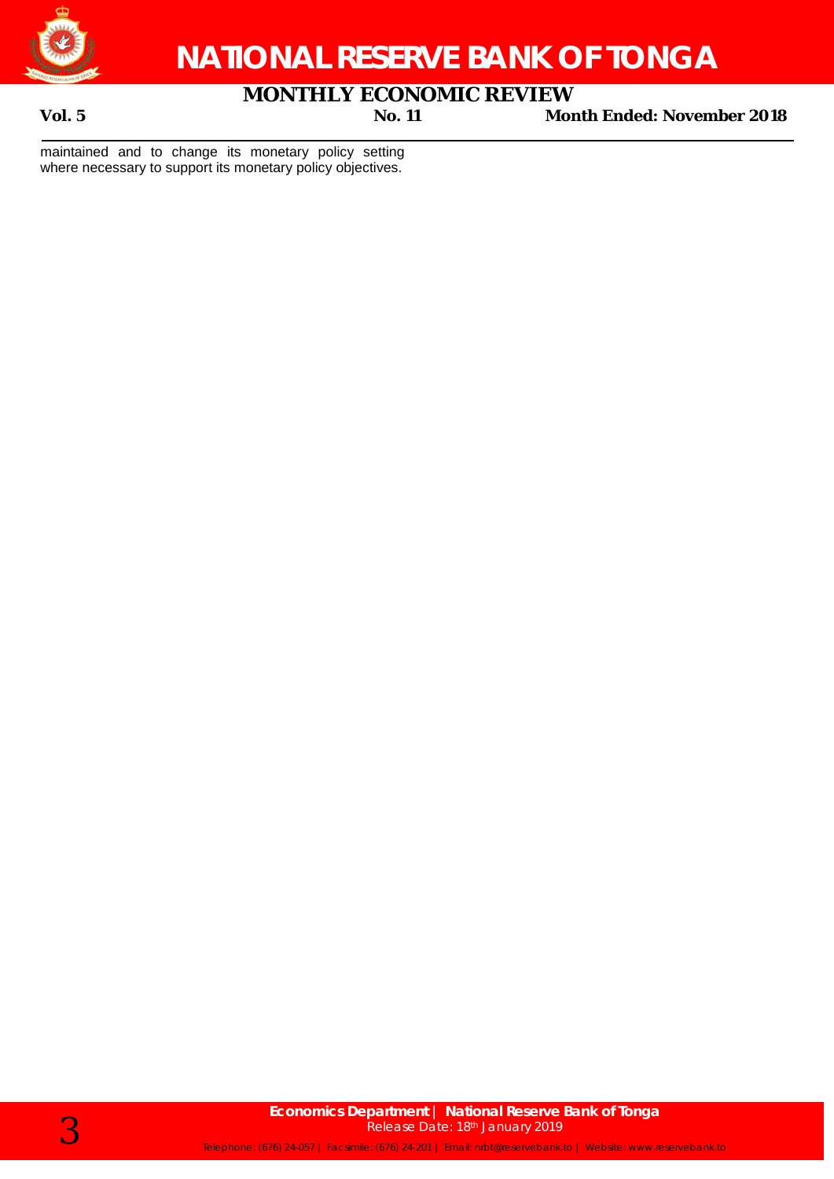maintained and to change its monetary policy setting where necessary to support its monetary policy objectives.